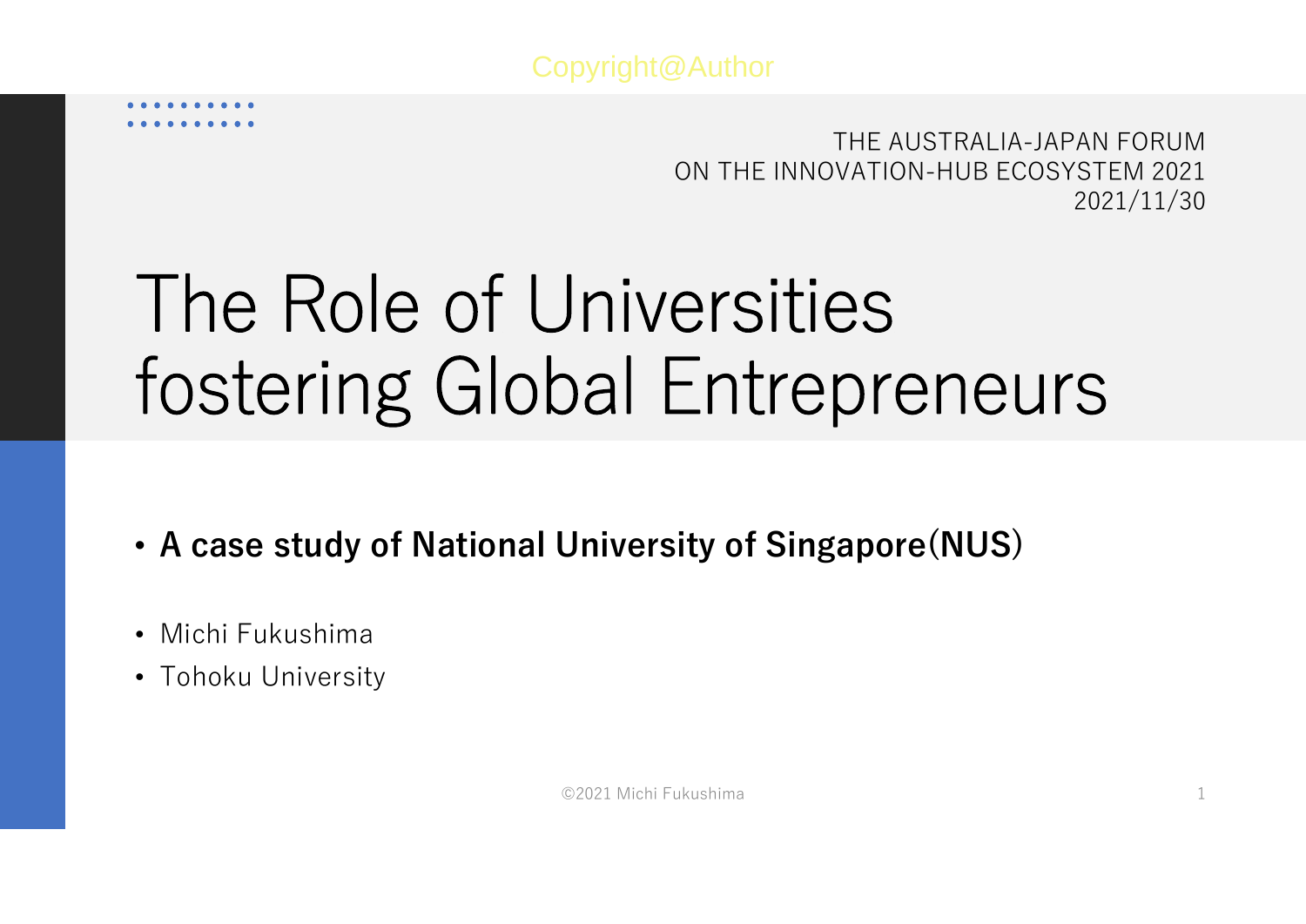THE AUSTRALIA-JAPAN FORUM
ON THE INNOVATION-HUB ECOSYSTEM 2021
2021/11/30

# The Role of Universities fostering Global Entrepreneurs

- **A case study of National University of Singapore(NUS)**

- Michi Fukushima
- Tohoku University

©2021 Michi Fukushima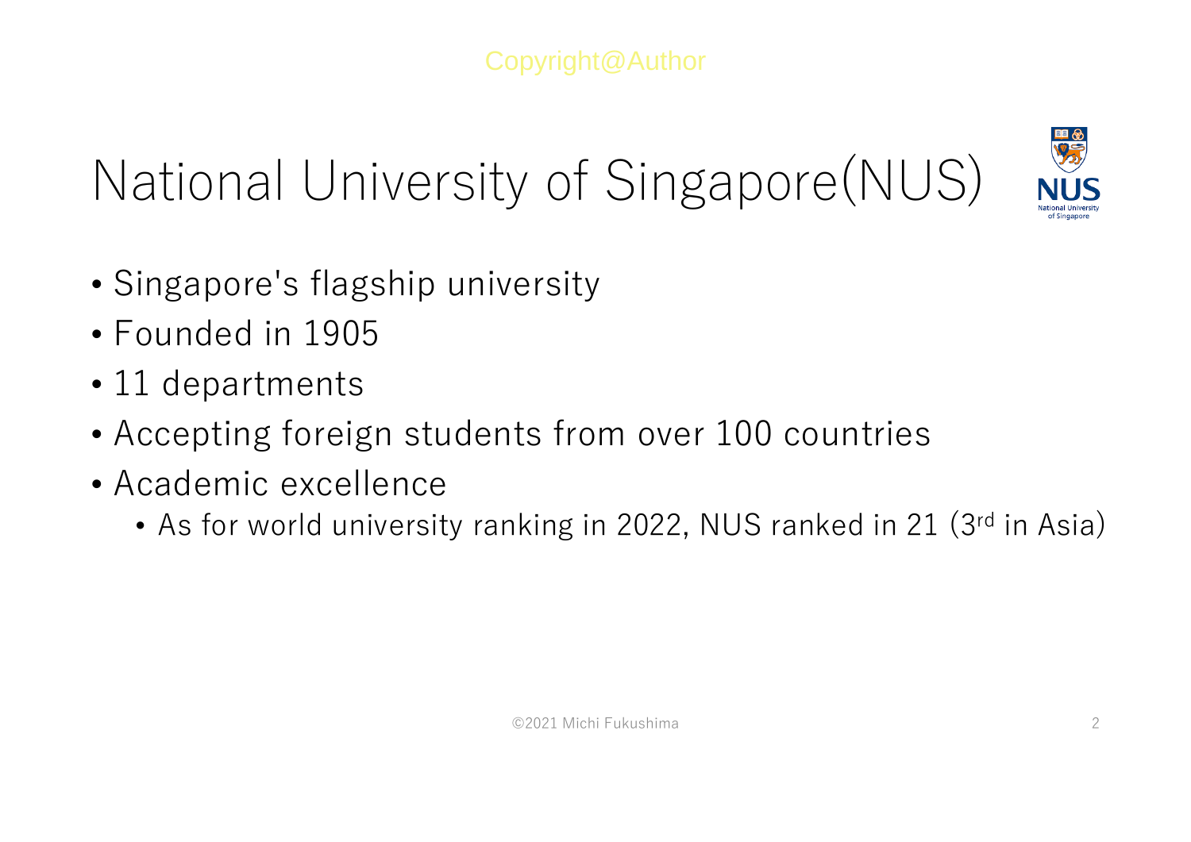# National University of Singapore(NUS)

- Singapore's flagship university
- Founded in 1905
- 11 departments
- Accepting foreign students from over 100 countries
- Academic excellence
  - As for world university ranking in 2022, NUS ranked in 21 (3rd in Asia)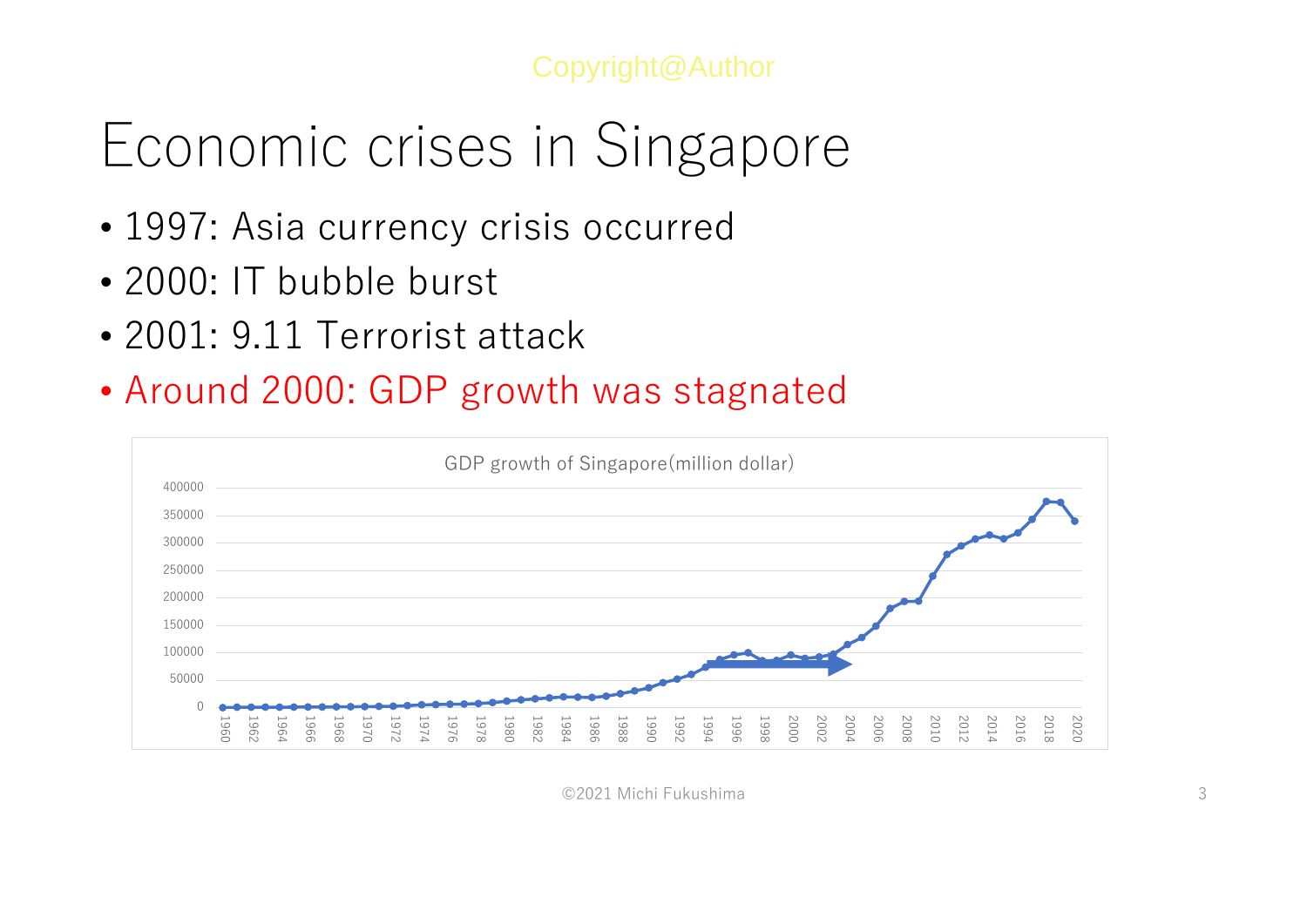# Economic crises in Singapore

- 1997: Asia currency crisis occurred
- 2000: IT bubble burst
- 2001: 9.11 Terrorist attack
- Around 2000: GDP growth was stagnated

GDP growth of Singapore(million dollar)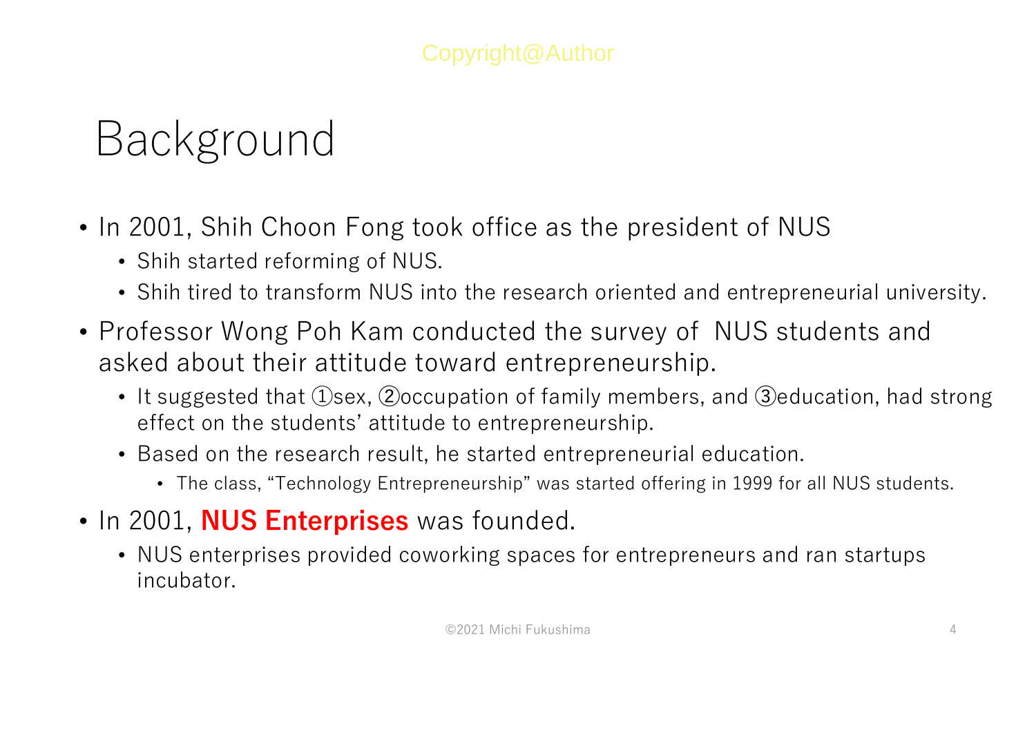# Background

- In 2001, Shih Choon Fong took office as the president of NUS
  - Shih started reforming of NUS.
  - Shih tired to transform NUS into the research oriented and entrepreneurial university.
- Professor Wong Poh Kam conducted the survey of NUS students and asked about their attitude toward entrepreneurship.
  - It suggested that ①sex, ②occupation of family members, and ③education, had strong effect on the students' attitude to entrepreneurship.
  - Based on the research result, he started entrepreneurial education.
    - The class, "Technology Entrepreneurship" was started offering in 1999 for all NUS students.
- In 2001, **NUS Enterprises** was founded.
  - NUS enterprises provided coworking spaces for entrepreneurs and ran startups incubator.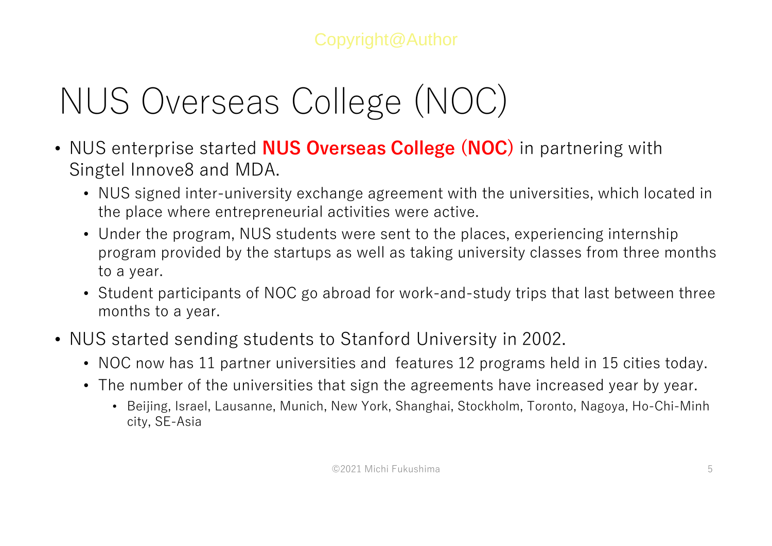# NUS Overseas College (NOC)

- NUS enterprise started **NUS Overseas College (NOC)** in partnering with Singtel Innove8 and MDA.
  - NUS signed inter-university exchange agreement with the universities, which located in the place where entrepreneurial activities were active.
  - Under the program, NUS students were sent to the places, experiencing internship program provided by the startups as well as taking university classes from three months to a year.
  - Student participants of NOC go abroad for work-and-study trips that last between three months to a year.
- NUS started sending students to Stanford University in 2002.
  - NOC now has 11 partner universities and features 12 programs held in 15 cities today.
  - The number of the universities that sign the agreements have increased year by year.
    - Beijing, Israel, Lausanne, Munich, New York, Shanghai, Stockholm, Toronto, Nagoya, Ho-Chi-Minh city, SE-Asia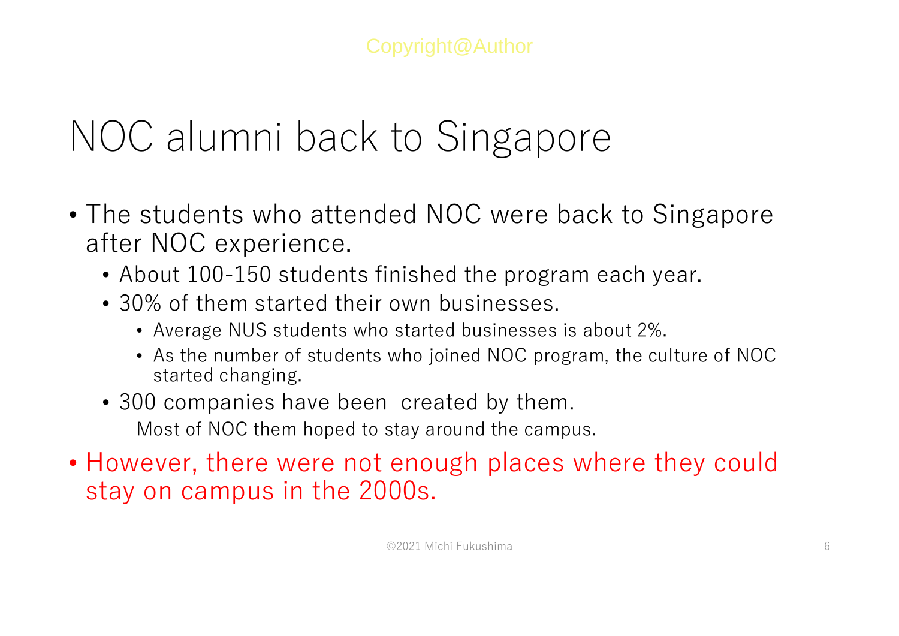# NOC alumni back to Singapore

- The students who attended NOC were back to Singapore after NOC experience.
  - About 100-150 students finished the program each year.
  - 30% of them started their own businesses.
    - Average NUS students who started businesses is about 2%.
    - As the number of students who joined NOC program, the culture of NOC started changing.
  - 300 companies have been created by them.

    Most of NOC them hoped to stay around the campus.
- However, there were not enough places where they could stay on campus in the 2000s.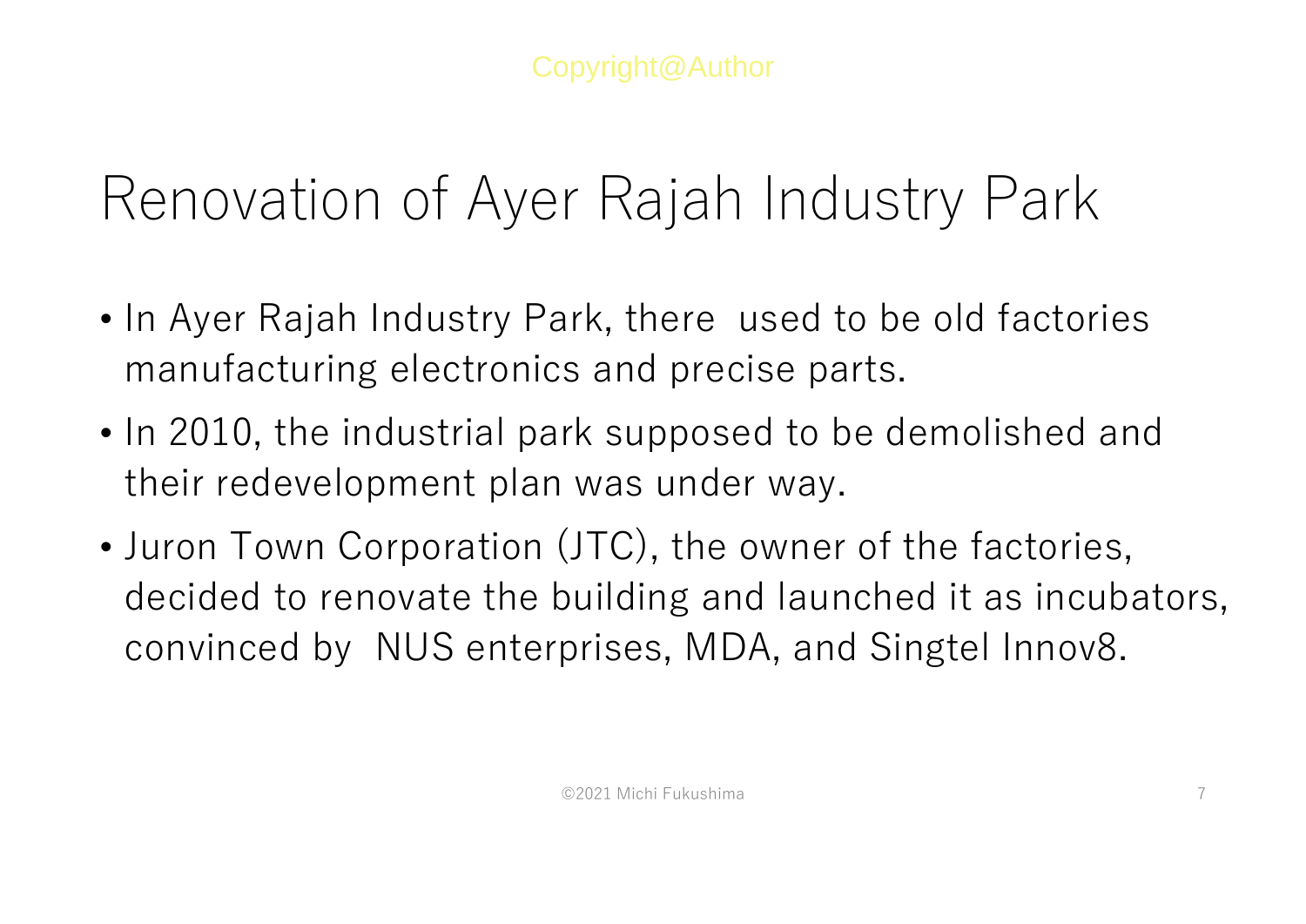# Renovation of Ayer Rajah Industry Park

- In Ayer Rajah Industry Park, there  used to be old factories manufacturing electronics and precise parts.
- In 2010, the industrial park supposed to be demolished and their redevelopment plan was under way.
- Juron Town Corporation (JTC), the owner of the factories, decided to renovate the building and launched it as incubators, convinced by  NUS enterprises, MDA, and Singtel Innov8.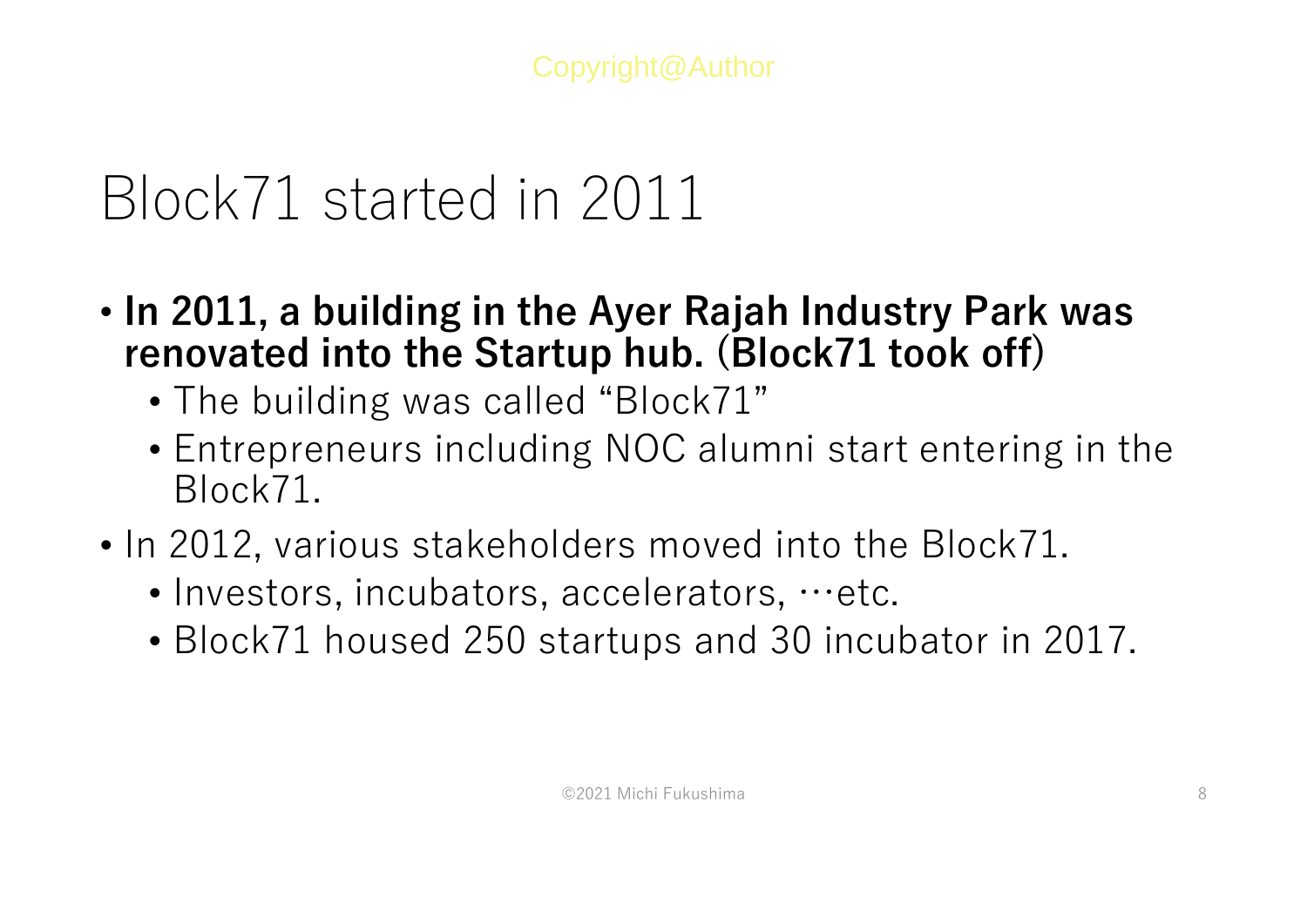# Block71 started in 2011

- **In 2011, a building in the Ayer Rajah Industry Park was renovated into the Startup hub. (Block71 took off)**
  - The building was called “Block71”
  - Entrepreneurs including NOC alumni start entering in the Block71.
- In 2012, various stakeholders moved into the Block71.
  - Investors, incubators, accelerators, …etc.
  - Block71 housed 250 startups and 30 incubator in 2017.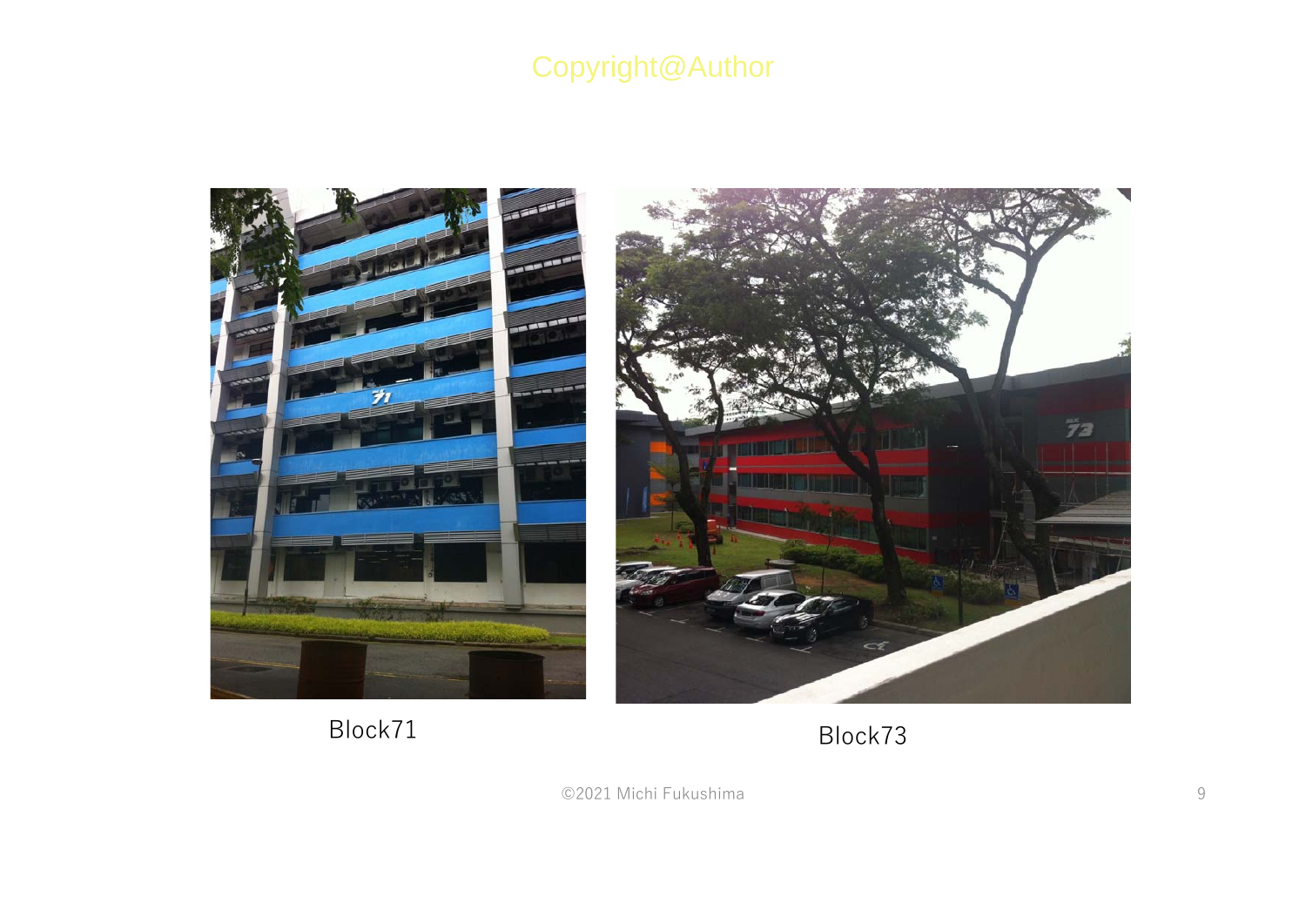Copyright@Author

Block71

Block73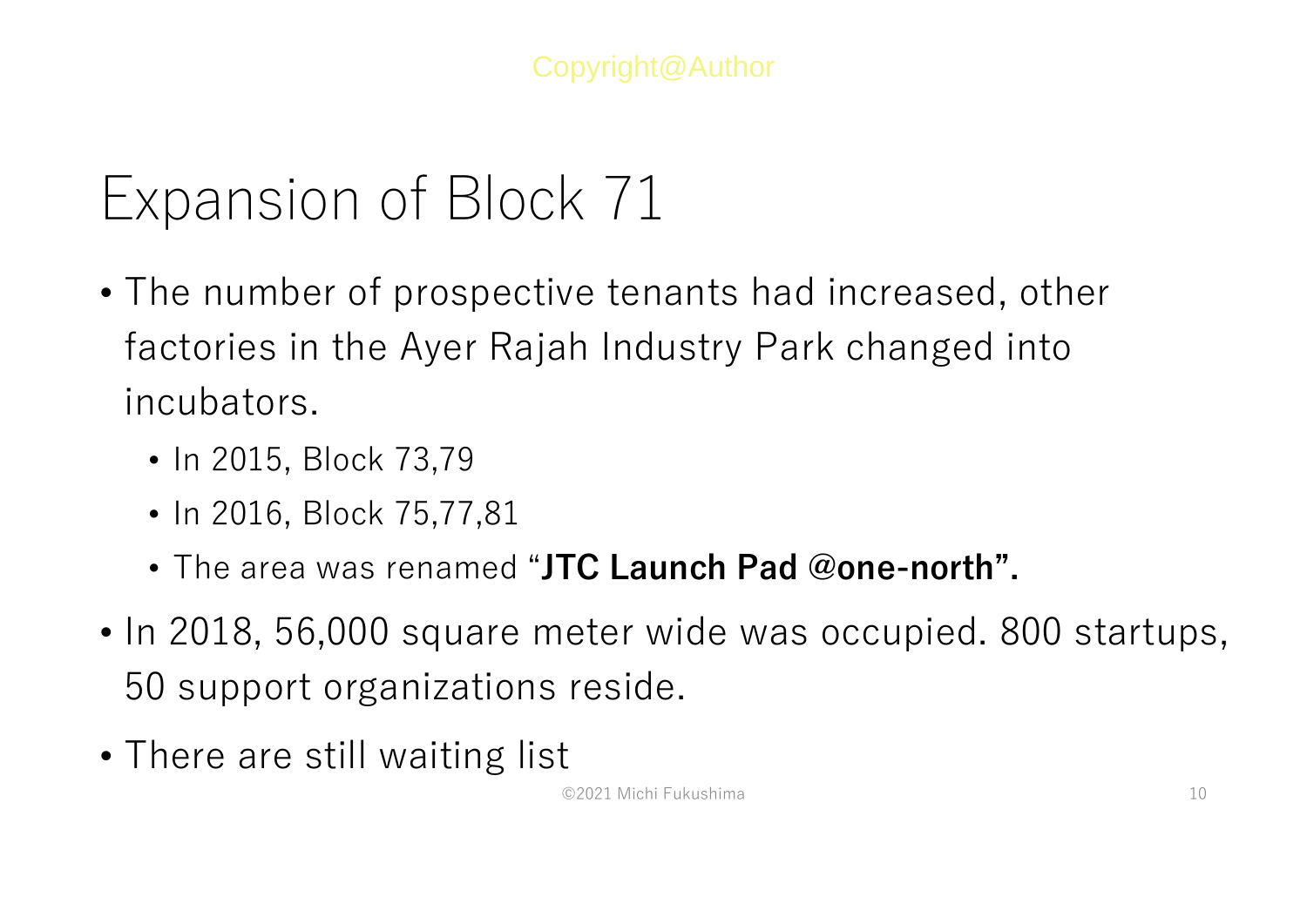# Expansion of Block 71

- The number of prospective tenants had increased, other factories in the Ayer Rajah Industry Park changed into incubators.
  - In 2015, Block 73,79
  - In 2016, Block 75,77,81
  - The area was renamed "**JTC Launch Pad @one-north".**
- In 2018, 56,000 square meter wide was occupied. 800 startups, 50 support organizations reside.
- There are still waiting list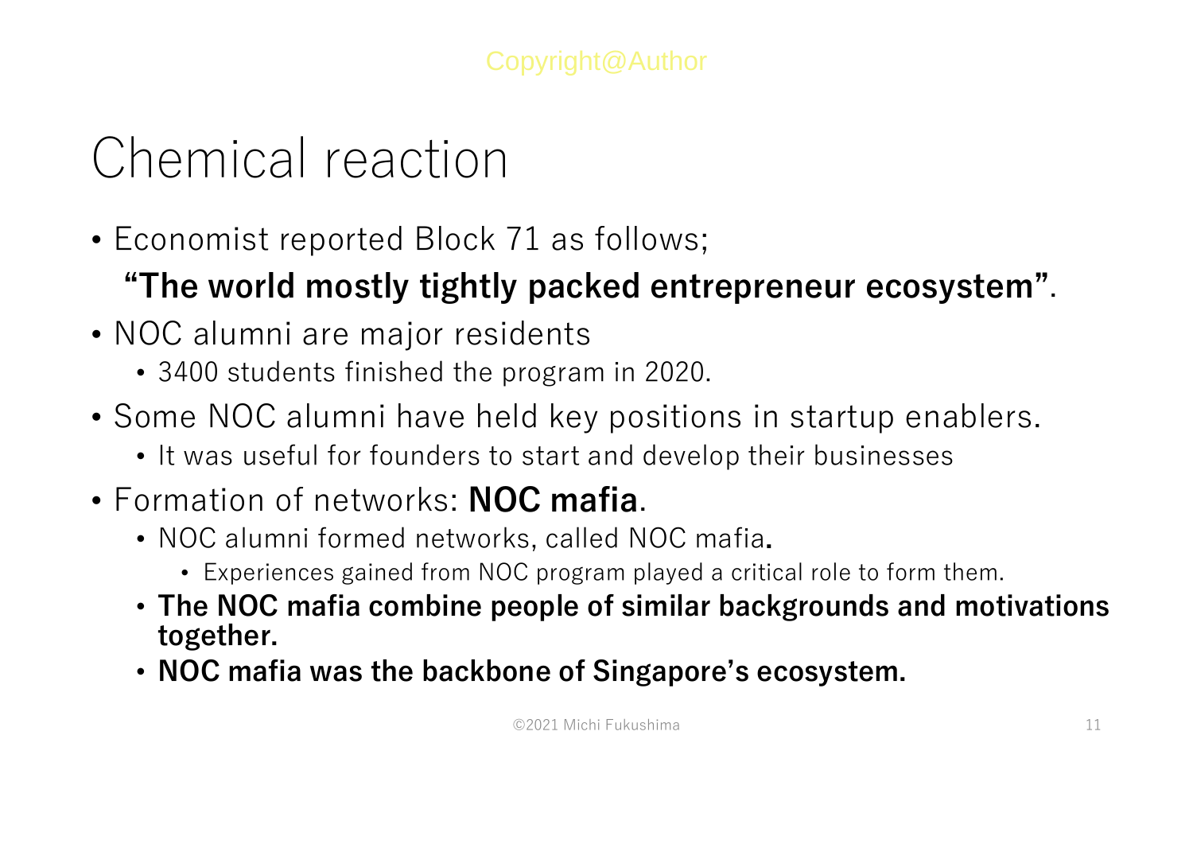# Chemical reaction

- Economist reported Block 71 as follows;

  **"The world mostly tightly packed entrepreneur ecosystem"**.
- NOC alumni are major residents
  - 3400 students finished the program in 2020.
- Some NOC alumni have held key positions in startup enablers.
  - It was useful for founders to start and develop their businesses
- Formation of networks: **NOC mafia**.
  - NOC alumni formed networks, called NOC mafia**.**
    - Experiences gained from NOC program played a critical role to form them.
  - **The NOC mafia combine people of similar backgrounds and motivations together.**
  - **NOC mafia was the backbone of Singapore's ecosystem.**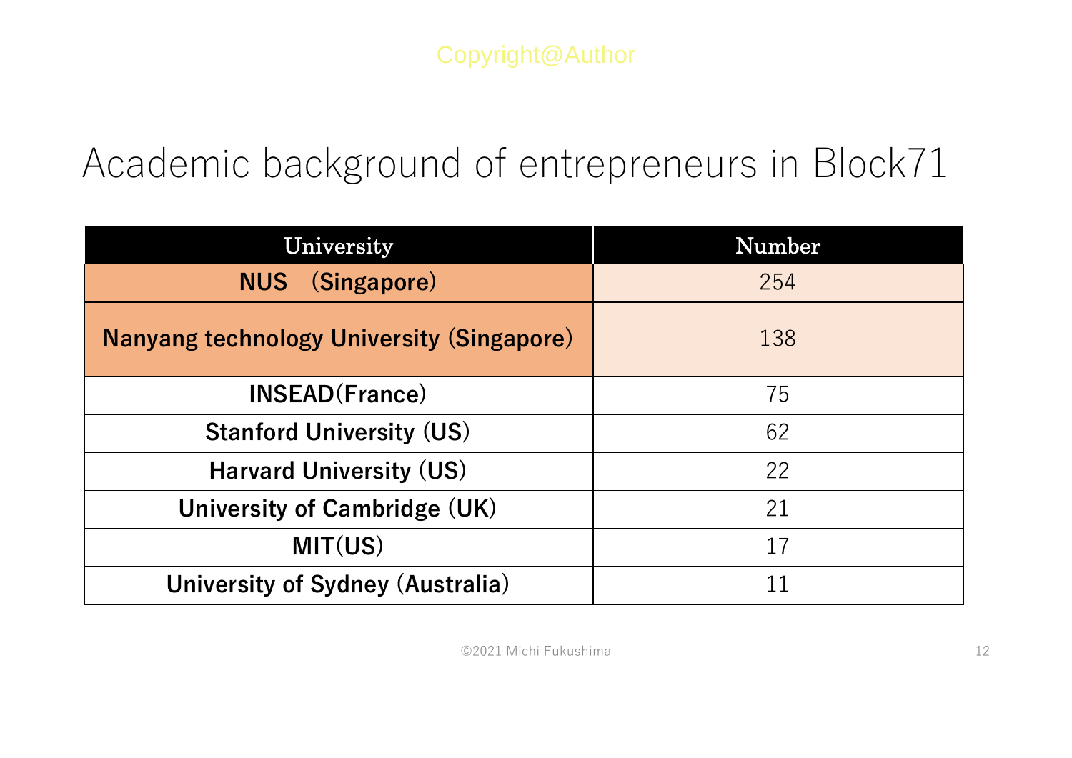# Academic background of entrepreneurs in Block71

| University | Number |
|---|---|
| **NUS　(Singapore)** | 254 |
| **Nanyang technology University (Singapore)** | 138 |
| **INSEAD(France)** | 75 |
| **Stanford University (US)** | 62 |
| **Harvard University (US)** | 22 |
| **University of Cambridge (UK)** | 21 |
| **MIT(US)** | 17 |
| **University of Sydney (Australia)** | 11 |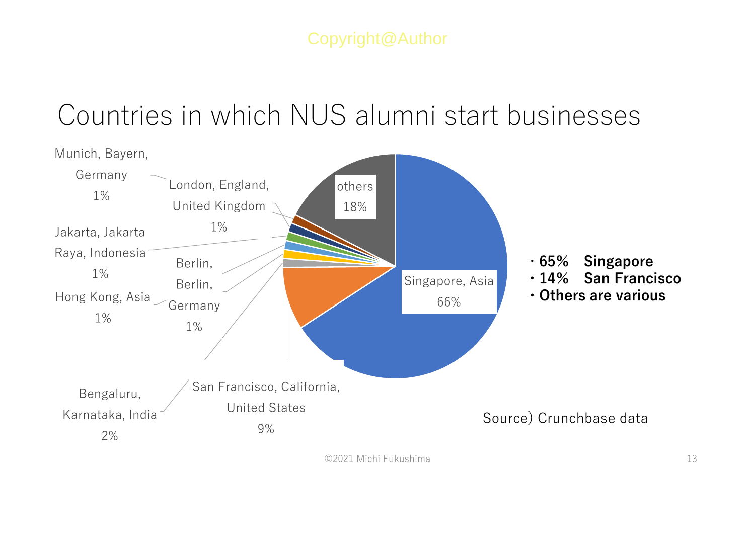Copyright@Author

# Countries in which NUS alumni start businesses

| Location | Share |
|---|---|
| Singapore, Asia | 66% |
| San Francisco, California, United States | 9% |
| Bengaluru, Karnataka, India | 2% |
| Hong Kong, Asia | 1% |
| Berlin, Berlin, Germany | 1% |
| Jakarta, Jakarta Raya, Indonesia | 1% |
| London, England, United Kingdom | 1% |
| Munich, Bayern, Germany | 1% |
| others | 18% |

- **・65%　Singapore**
- **・14%　San Francisco**
- **・Others are various**

Source) Crunchbase data

©2021 Michi Fukushima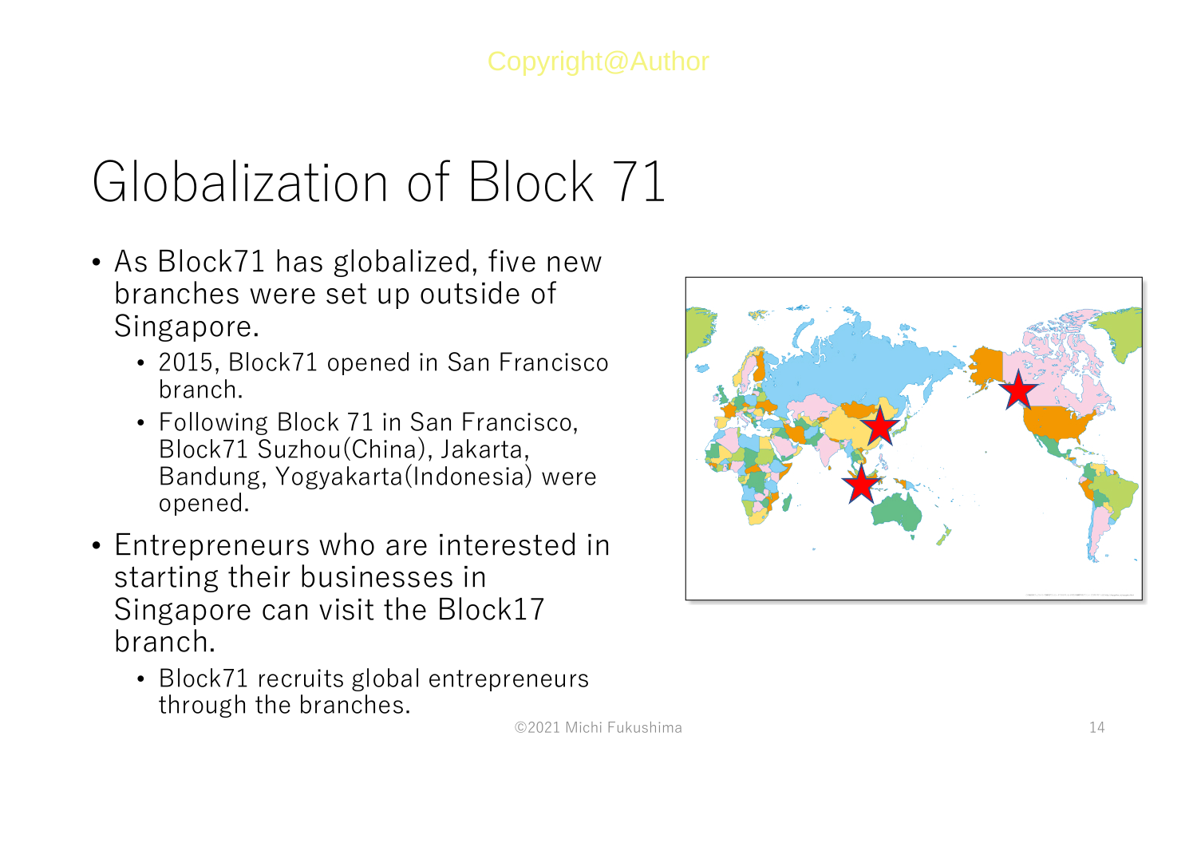# Globalization of Block 71

- As Block71 has globalized, five new branches were set up outside of Singapore.
  - 2015, Block71 opened in San Francisco branch.
  - Following Block 71 in San Francisco, Block71 Suzhou(China), Jakarta, Bandung, Yogyakarta(Indonesia) were opened.
- Entrepreneurs who are interested in starting their businesses in Singapore can visit the Block17 branch.
  - Block71 recruits global entrepreneurs through the branches.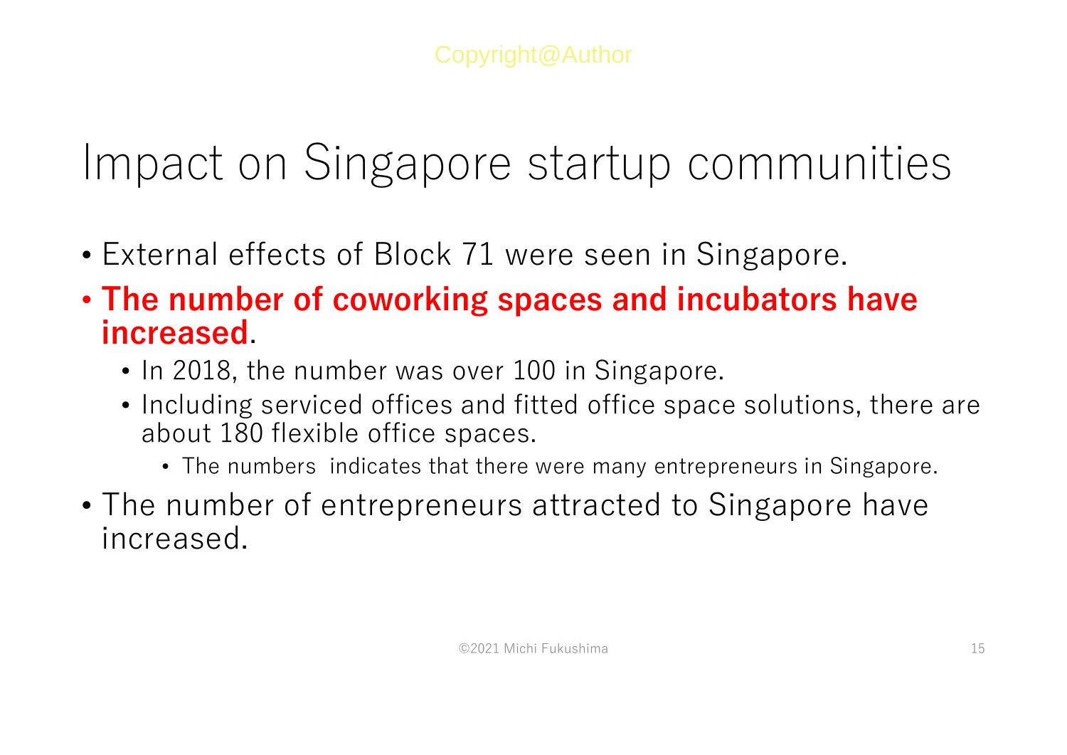# Impact on Singapore startup communities

- External effects of Block 71 were seen in Singapore.
- **The number of coworking spaces and incubators have increased**.
  - In 2018, the number was over 100 in Singapore.
  - Including serviced offices and fitted office space solutions, there are about 180 flexible office spaces.
    - The numbers  indicates that there were many entrepreneurs in Singapore.
- The number of entrepreneurs attracted to Singapore have increased.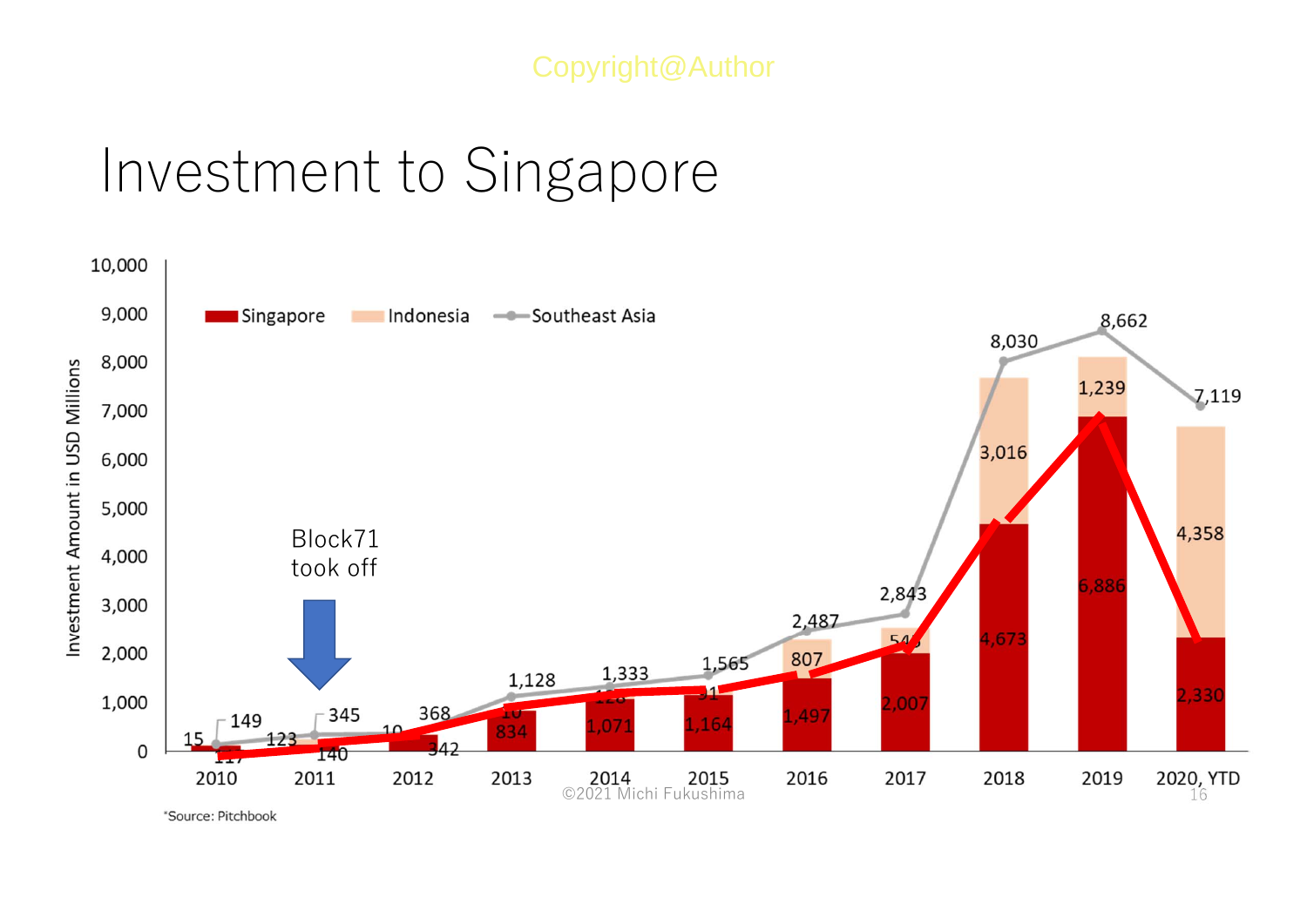# Investment to Singapore

| Year | Singapore | Indonesia | Southeast Asia |
|---|---|---|---|
| 2010 | 117 | 15 | 149 |
| 2011 | 140 | 123 | 345 |
| 2012 | 342 | 10 | 368 |
| 2013 | 834 | 10 | 1,128 |
| 2014 | 1,071 | 128 | 1,333 |
| 2015 | 1,164 | 31 | 1,565 |
| 2016 | 1,497 | 807 | 2,487 |
| 2017 | 2,007 | 545 | 2,843 |
| 2018 | 4,673 | 3,016 | 8,030 |
| 2019 | 6,886 | 1,239 | 8,662 |
| 2020, YTD | 2,330 | 4,358 | 7,119 |

Investment Amount in USD Millions

Block71 took off (2011)

*Source: Pitchbook

©2021 Michi Fukushima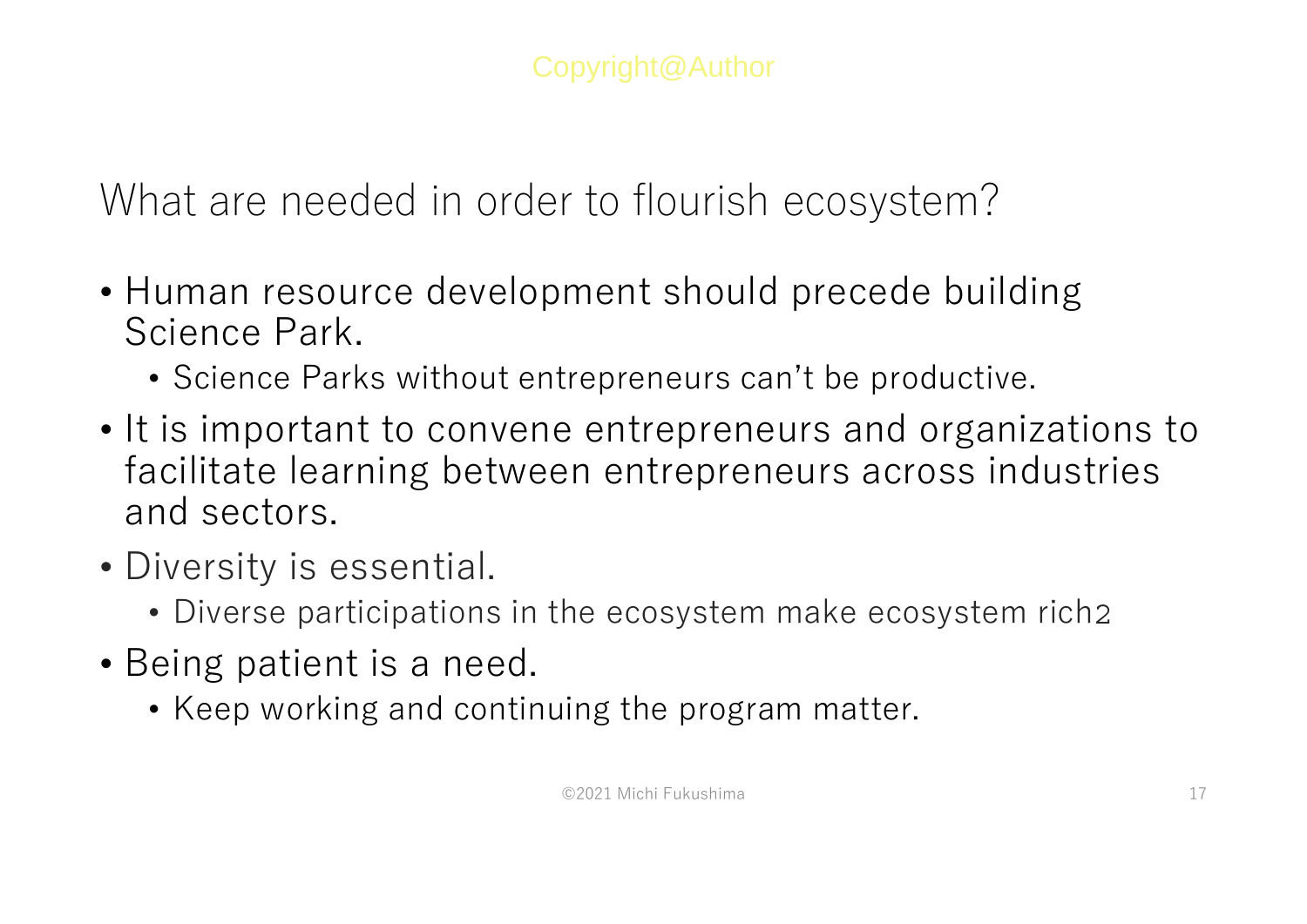## What are needed in order to flourish ecosystem?

- Human resource development should precede building Science Park.
  - Science Parks without entrepreneurs can't be productive.
- It is important to convene entrepreneurs and organizations to facilitate learning between entrepreneurs across industries and sectors.
- Diversity is essential.
  - Diverse participations in the ecosystem make ecosystem rich2
- Being patient is a need.
  - Keep working and continuing the program matter.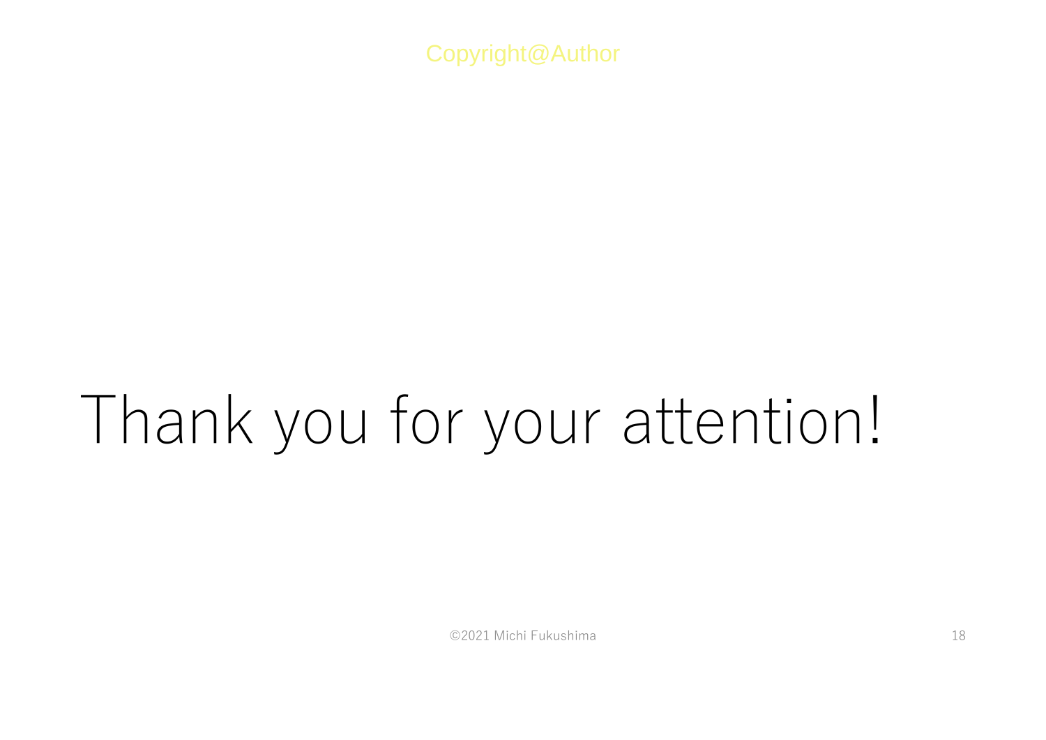Copyright@Author

# Thank you for your attention!

©2021 Michi Fukushima